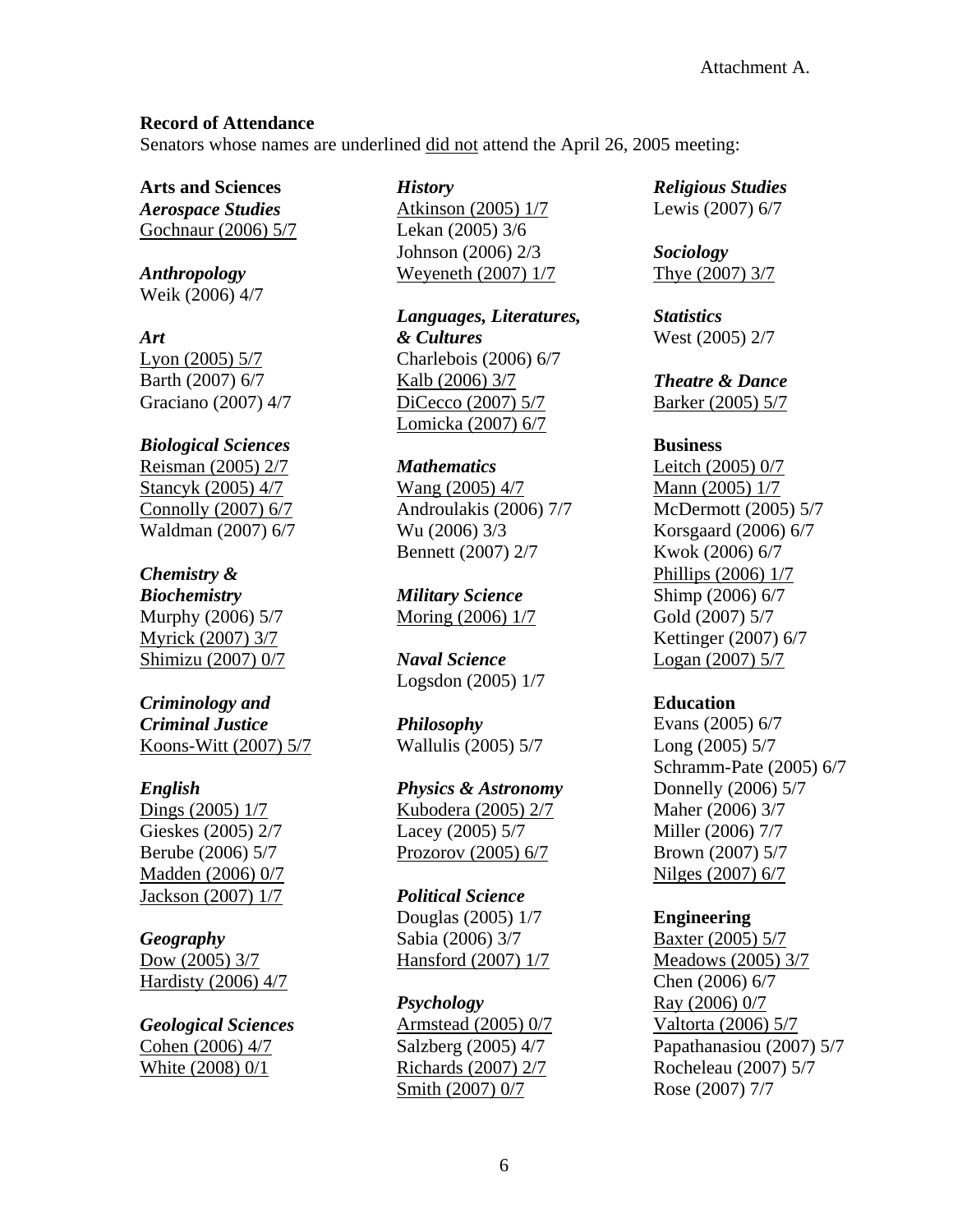Attachment A.

**Record of Attendance**

Senators whose names are underlined <u>did not</u> attend the April 26, 2005 meeting:

**Arts and Sciences**

***Aerospace Studies***
<u>Gochnaur (2006) 5/7</u>

***Anthropology***
Weik (2006) 4/7

***Art***
<u>Lyon (2005) 5/7</u>
Barth (2007) 6/7
Graciano (2007) 4/7

***Biological Sciences***
<u>Reisman (2005) 2/7</u>
<u>Stancyk (2005) 4/7</u>
<u>Connolly (2007) 6/7</u>
Waldman (2007) 6/7

***Chemistry & Biochemistry***
Murphy (2006) 5/7
<u>Myrick (2007) 3/7</u>
<u>Shimizu (2007) 0/7</u>

***Criminology and Criminal Justice***
<u>Koons-Witt (2007) 5/7</u>

***English***
<u>Dings (2005) 1/7</u>
Gieskes (2005) 2/7
Berube (2006) 5/7
<u>Madden (2006) 0/7</u>
<u>Jackson (2007) 1/7</u>

***Geography***
<u>Dow (2005) 3/7</u>
<u>Hardisty (2006) 4/7</u>

***Geological Sciences***
<u>Cohen (2006) 4/7</u>
<u>White (2008) 0/1</u>

***History***
<u>Atkinson (2005) 1/7</u>
Lekan (2005) 3/6
Johnson (2006) 2/3
<u>Weyeneth (2007) 1/7</u>

***Languages, Literatures, & Cultures***
Charlebois (2006) 6/7
<u>Kalb (2006) 3/7</u>
<u>DiCecco (2007) 5/7</u>
<u>Lomicka (2007) 6/7</u>

***Mathematics***
<u>Wang (2005) 4/7</u>
Androulakis (2006) 7/7
Wu (2006) 3/3
Bennett (2007) 2/7

***Military Science***
<u>Moring (2006) 1/7</u>

***Naval Science***
Logsdon (2005) 1/7

***Philosophy***
Wallulis (2005) 5/7

***Physics & Astronomy***
<u>Kubodera (2005) 2/7</u>
Lacey (2005) 5/7
<u>Prozorov (2005) 6/7</u>

***Political Science***
Douglas (2005) 1/7
Sabia (2006) 3/7
<u>Hansford (2007) 1/7</u>

***Psychology***
<u>Armstead (2005) 0/7</u>
Salzberg (2005) 4/7
<u>Richards (2007) 2/7</u>
<u>Smith (2007) 0/7</u>

***Religious Studies***
Lewis (2007) 6/7

***Sociology***
<u>Thye (2007) 3/7</u>

***Statistics***
West (2005) 2/7

***Theatre & Dance***
<u>Barker (2005) 5/7</u>

**Business**
<u>Leitch (2005) 0/7</u>
<u>Mann (2005) 1/7</u>
McDermott (2005) 5/7
Korsgaard (2006) 6/7
Kwok (2006) 6/7
<u>Phillips (2006) 1/7</u>
Shimp (2006) 6/7
Gold (2007) 5/7
Kettinger (2007) 6/7
<u>Logan (2007) 5/7</u>

**Education**
Evans (2005) 6/7
Long (2005) 5/7
Schramm-Pate (2005) 6/7
Donnelly (2006) 5/7
Maher (2006) 3/7
Miller (2006) 7/7
Brown (2007) 5/7
<u>Nilges (2007) 6/7</u>

**Engineering**
<u>Baxter (2005) 5/7</u>
<u>Meadows (2005) 3/7</u>
Chen (2006) 6/7
<u>Ray (2006) 0/7</u>
<u>Valtorta (2006) 5/7</u>
Papathanasiou (2007) 5/7
Rocheleau (2007) 5/7
Rose (2007) 7/7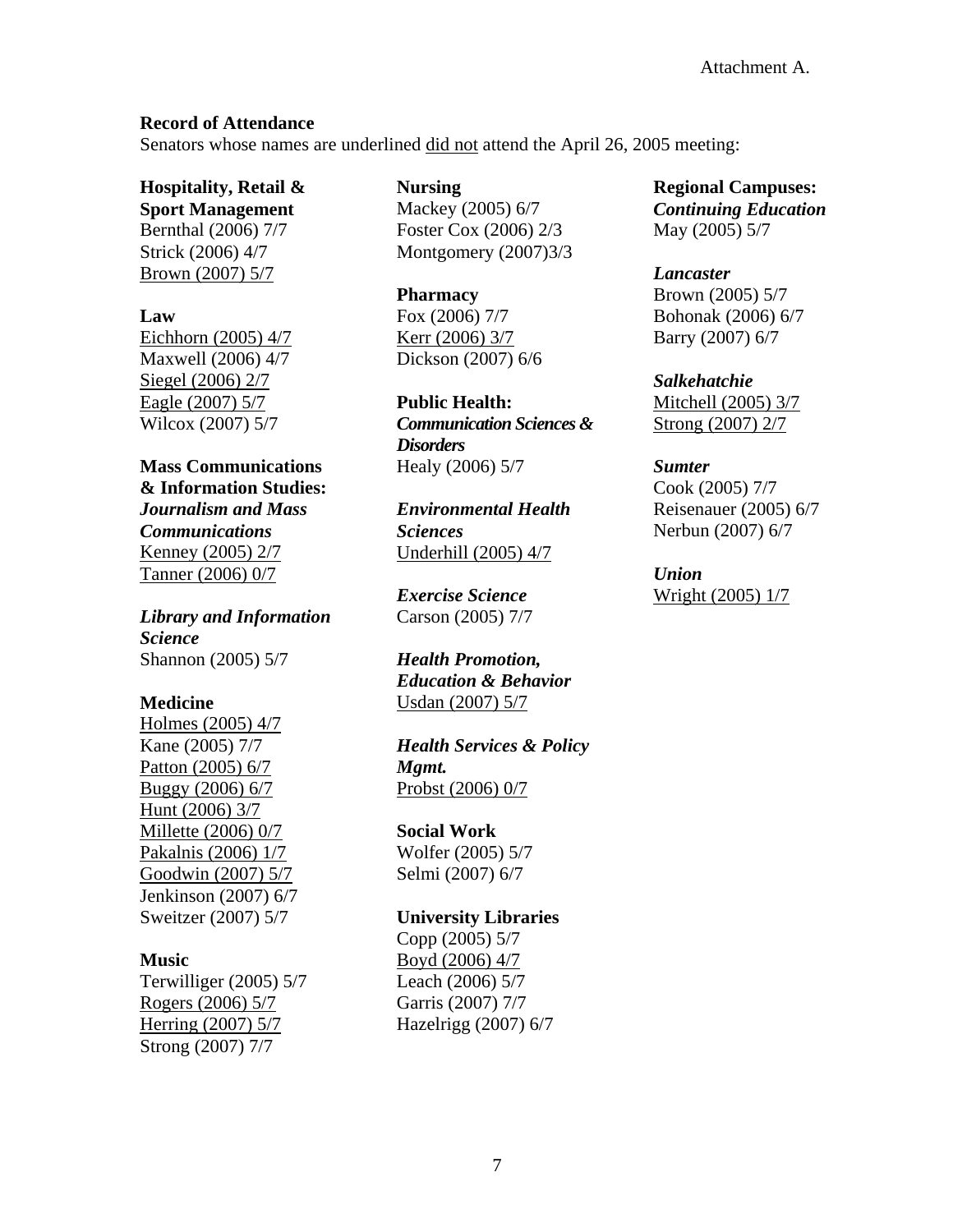Attachment A.

**Record of Attendance**

Senators whose names are underlined <u>did not</u> attend the April 26, 2005 meeting:

**Hospitality, Retail & Sport Management**
Bernthal (2006) 7/7
Strick (2006) 4/7
<u>Brown (2007) 5/7</u>

**Law**
<u>Eichhorn (2005) 4/7</u>
Maxwell (2006) 4/7
<u>Siegel (2006) 2/7</u>
<u>Eagle (2007) 5/7</u>
Wilcox (2007) 5/7

**Mass Communications & Information Studies:**
***Journalism and Mass Communications***
<u>Kenney (2005) 2/7</u>
<u>Tanner (2006) 0/7</u>

***Library and Information Science***
Shannon (2005) 5/7

**Medicine**
<u>Holmes (2005) 4/7</u>
Kane (2005) 7/7
<u>Patton (2005) 6/7</u>
<u>Buggy (2006) 6/7</u>
<u>Hunt (2006) 3/7</u>
<u>Millette (2006) 0/7</u>
<u>Pakalnis (2006) 1/7</u>
<u>Goodwin (2007) 5/7</u>
Jenkinson (2007) 6/7
Sweitzer (2007) 5/7

**Music**
Terwilliger (2005) 5/7
<u>Rogers (2006) 5/7</u>
<u>Herring (2007) 5/7</u>
Strong (2007) 7/7

**Nursing**
Mackey (2005) 6/7
Foster Cox (2006) 2/3
Montgomery (2007)3/3

**Pharmacy**
Fox (2006) 7/7
<u>Kerr (2006) 3/7</u>
Dickson (2007) 6/6

**Public Health:**
***Communication Sciences & Disorders***
Healy (2006) 5/7

***Environmental Health Sciences***
<u>Underhill (2005) 4/7</u>

***Exercise Science***
Carson (2005) 7/7

***Health Promotion, Education & Behavior***
<u>Usdan (2007) 5/7</u>

***Health Services & Policy Mgmt.***
<u>Probst (2006) 0/7</u>

**Social Work**
Wolfer (2005) 5/7
Selmi (2007) 6/7

**University Libraries**
Copp (2005) 5/7
<u>Boyd (2006) 4/7</u>
Leach (2006) 5/7
Garris (2007) 7/7
Hazelrigg (2007) 6/7

**Regional Campuses:**
***Continuing Education***
May (2005) 5/7

***Lancaster***
Brown (2005) 5/7
Bohonak (2006) 6/7
Barry (2007) 6/7

***Salkehatchie***
<u>Mitchell (2005) 3/7</u>
<u>Strong (2007) 2/7</u>

***Sumter***
Cook (2005) 7/7
Reisenauer (2005) 6/7
Nerbun (2007) 6/7

***Union***
<u>Wright (2005) 1/7</u>